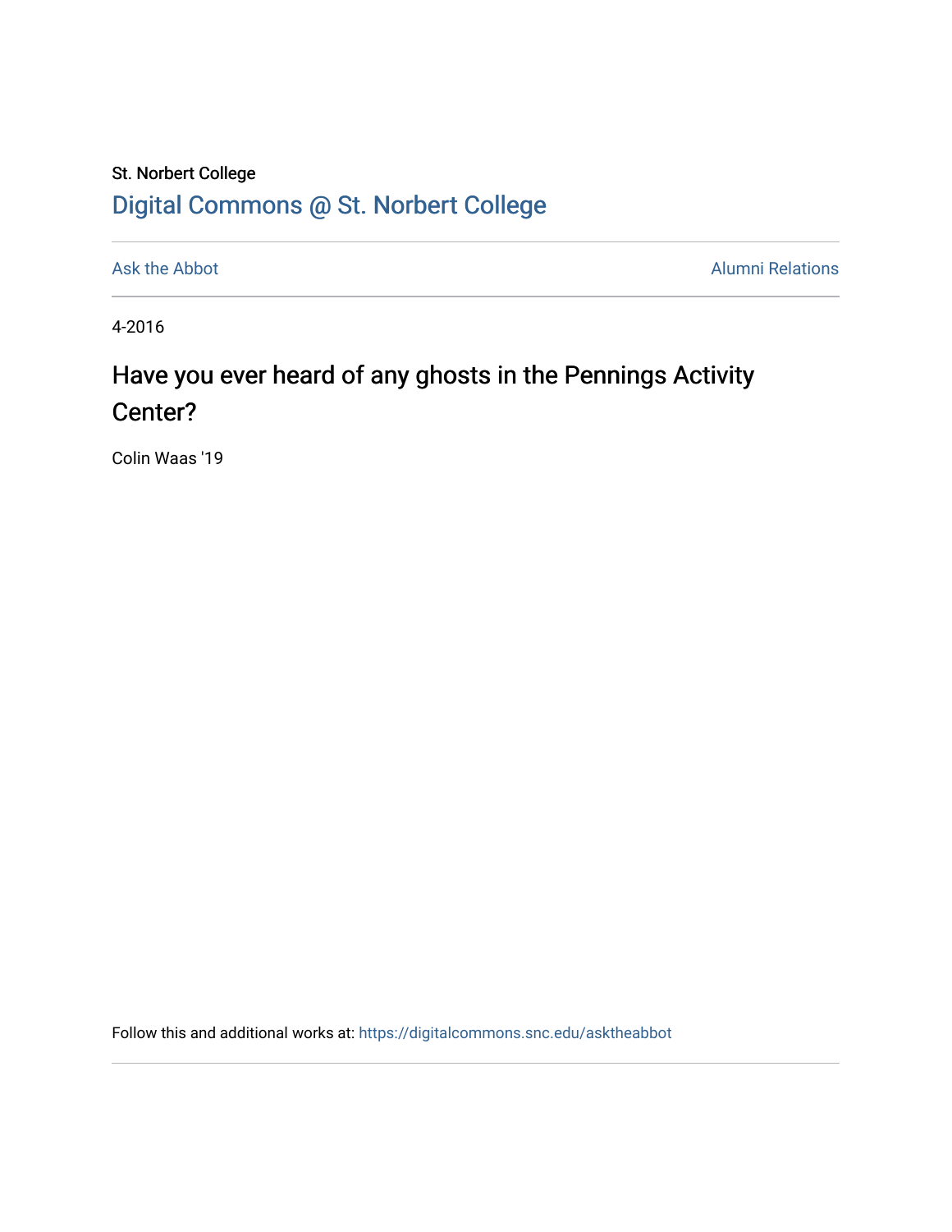St. Norbert College

# Digital Commons @ St. Norbert College

Ask the Abbot | Alumni Relations

4-2016

## Have you ever heard of any ghosts in the Pennings Activity Center?

Colin Waas '19

Follow this and additional works at: https://digitalcommons.snc.edu/asktheabbot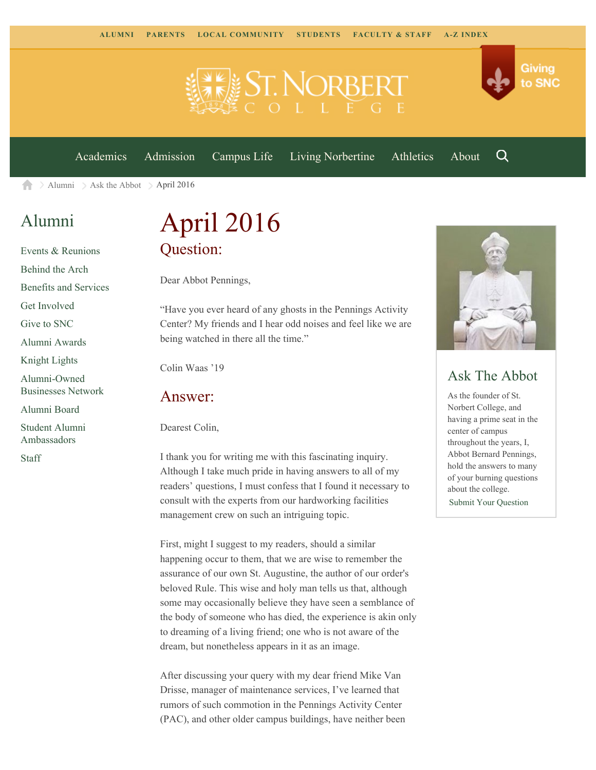ALUMNI PARENTS LOCAL COMMUNITY STUDENTS FACULTY & STAFF A-Z INDEX

Giving to SNC

Academics Admission Campus Life Living Norbertine Athletics About

Alumni > Ask the Abbot > April 2016

## Alumni

- Events & Reunions
- Behind the Arch
- Benefits and Services
- Get Involved
- Give to SNC
- Alumni Awards
- Knight Lights
- Alumni-Owned Businesses Network
- Alumni Board
- Student Alumni Ambassadors
- Staff

# April 2016

## Question:

Dear Abbot Pennings,

“Have you ever heard of any ghosts in the Pennings Activity Center? My friends and I hear odd noises and feel like we are being watched in there all the time.”

Colin Waas ’19

## Answer:

Dearest Colin,

I thank you for writing me with this fascinating inquiry. Although I take much pride in having answers to all of my readers’ questions, I must confess that I found it necessary to consult with the experts from our hardworking facilities management crew on such an intriguing topic.

First, might I suggest to my readers, should a similar happening occur to them, that we are wise to remember the assurance of our own St. Augustine, the author of our order's beloved Rule. This wise and holy man tells us that, although some may occasionally believe they have seen a semblance of the body of someone who has died, the experience is akin only to dreaming of a living friend; one who is not aware of the dream, but nonetheless appears in it as an image.

After discussing your query with my dear friend Mike Van Drisse, manager of maintenance services, I’ve learned that rumors of such commotion in the Pennings Activity Center (PAC), and other older campus buildings, have neither been

## Ask The Abbot

As the founder of St. Norbert College, and having a prime seat in the center of campus throughout the years, I, Abbot Bernard Pennings, hold the answers to many of your burning questions about the college.

Submit Your Question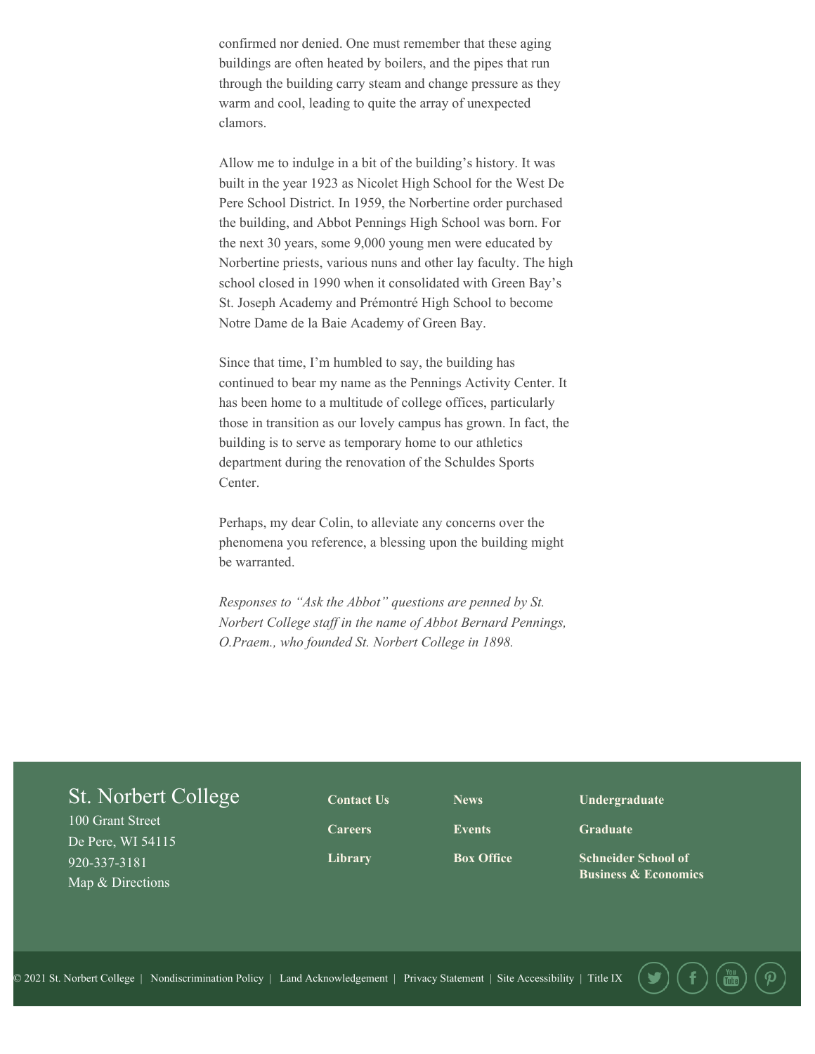confirmed nor denied. One must remember that these aging buildings are often heated by boilers, and the pipes that run through the building carry steam and change pressure as they warm and cool, leading to quite the array of unexpected clamors.

Allow me to indulge in a bit of the building's history. It was built in the year 1923 as Nicolet High School for the West De Pere School District. In 1959, the Norbertine order purchased the building, and Abbot Pennings High School was born. For the next 30 years, some 9,000 young men were educated by Norbertine priests, various nuns and other lay faculty. The high school closed in 1990 when it consolidated with Green Bay's St. Joseph Academy and Prémontré High School to become Notre Dame de la Baie Academy of Green Bay.

Since that time, I'm humbled to say, the building has continued to bear my name as the Pennings Activity Center. It has been home to a multitude of college offices, particularly those in transition as our lovely campus has grown. In fact, the building is to serve as temporary home to our athletics department during the renovation of the Schuldes Sports Center.

Perhaps, my dear Colin, to alleviate any concerns over the phenomena you reference, a blessing upon the building might be warranted.

*Responses to "Ask the Abbot" questions are penned by St. Norbert College staff in the name of Abbot Bernard Pennings, O.Praem., who founded St. Norbert College in 1898.*

St. Norbert College
100 Grant Street
De Pere, WI 54115
920-337-3181
Map & Directions

**Contact Us** | **Careers** | **Library** | **News** | **Events** | **Box Office** | **Undergraduate** | **Graduate** | **Schneider School of Business & Economics**

© 2021 St. Norbert College | Nondiscrimination Policy | Land Acknowledgement | Privacy Statement | Site Accessibility | Title IX